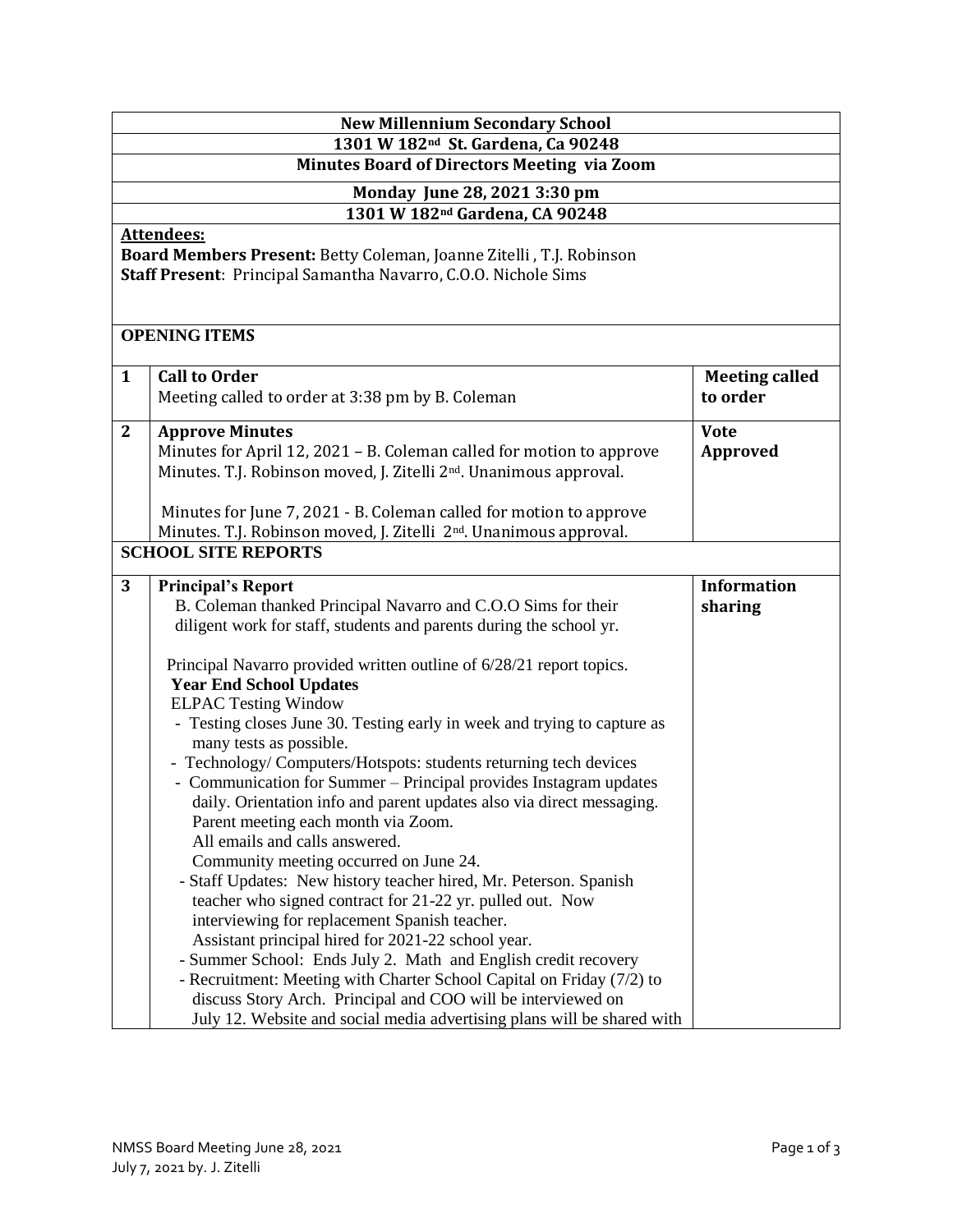**New Millennium Secondary School**

**1301 W 182nd St. Gardena, Ca 90248**

**Minutes Board of Directors Meeting via Zoom**

**Monday June 28, 2021 3:30 pm**

**1301 W 182nd Gardena, CA 90248**

**Attendees:**

**Board Members Present:** Betty Coleman, Joanne Zitelli , T.J. Robinson

**Staff Present**: Principal Samantha Navarro, C.O.O. Nichole Sims

**OPENING ITEMS**

| | | |
|---|---|---|
| **1** | **Call to Order**<br>Meeting called to order at 3:38 pm by B. Coleman | **Meeting called to order** |
| **2** | **Approve Minutes**<br>Minutes for April 12, 2021 – B. Coleman called for motion to approve Minutes. T.J. Robinson moved, J. Zitelli 2nd. Unanimous approval.<br><br>Minutes for June 7, 2021 - B. Coleman called for motion to approve Minutes. T.J. Robinson moved, J. Zitelli 2nd. Unanimous approval. | **Vote Approved** |

**SCHOOL SITE REPORTS**

| | | |
|---|---|---|
| **3** | **Principal's Report**<br>B. Coleman thanked Principal Navarro and C.O.O Sims for their diligent work for staff, students and parents during the school yr.<br><br>Principal Navarro provided written outline of 6/28/21 report topics.<br>**Year End School Updates**<br>ELPAC Testing Window<br>- Testing closes June 30. Testing early in week and trying to capture as many tests as possible.<br>- Technology/ Computers/Hotspots: students returning tech devices<br>- Communication for Summer – Principal provides Instagram updates daily. Orientation info and parent updates also via direct messaging. Parent meeting each month via Zoom. All emails and calls answered. Community meeting occurred on June 24.<br>- Staff Updates: New history teacher hired, Mr. Peterson. Spanish teacher who signed contract for 21-22 yr. pulled out. Now interviewing for replacement Spanish teacher. Assistant principal hired for 2021-22 school year.<br>- Summer School: Ends July 2. Math and English credit recovery<br>- Recruitment: Meeting with Charter School Capital on Friday (7/2) to discuss Story Arch. Principal and COO will be interviewed on July 12. Website and social media advertising plans will be shared with | **Information sharing** |

NMSS Board Meeting June 28, 2021
July 7, 2021 by. J. Zitelli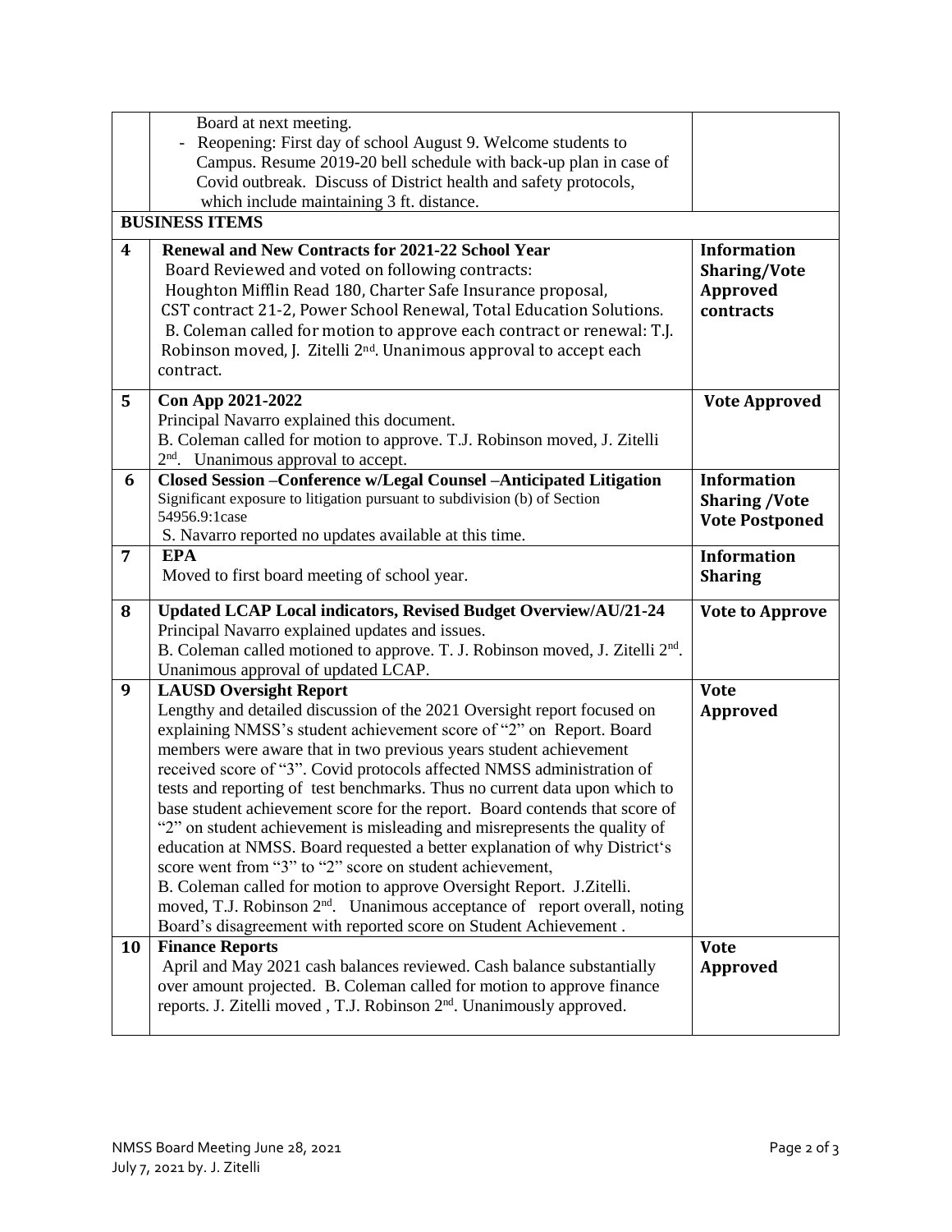| | | |
|---|---|---|
| | Board at next meeting.<br>- Reopening: First day of school August 9. Welcome students to Campus. Resume 2019-20 bell schedule with back-up plan in case of Covid outbreak. Discuss of District health and safety protocols, which include maintaining 3 ft. distance. | |
| **BUSINESS ITEMS** | | |
| **4** | **Renewal and New Contracts for 2021-22 School Year**<br>Board Reviewed and voted on following contracts:<br>Houghton Mifflin Read 180, Charter Safe Insurance proposal, CST contract 21-2, Power School Renewal, Total Education Solutions.<br>B. Coleman called for motion to approve each contract or renewal: T.J. Robinson moved, J. Zitelli 2nd. Unanimous approval to accept each contract. | **Information Sharing/Vote Approved contracts** |
| **5** | **Con App 2021-2022**<br>Principal Navarro explained this document.<br>B. Coleman called for motion to approve. T.J. Robinson moved, J. Zitelli 2nd. Unanimous approval to accept. | **Vote Approved** |
| **6** | **Closed Session –Conference w/Legal Counsel –Anticipated Litigation**<br>Significant exposure to litigation pursuant to subdivision (b) of Section 54956.9:1case<br>S. Navarro reported no updates available at this time. | **Information Sharing /Vote Vote Postponed** |
| **7** | **EPA**<br>Moved to first board meeting of school year. | **Information Sharing** |
| **8** | **Updated LCAP Local indicators, Revised Budget Overview/AU/21-24**<br>Principal Navarro explained updates and issues.<br>B. Coleman called motioned to approve. T. J. Robinson moved, J. Zitelli 2nd. Unanimous approval of updated LCAP. | **Vote to Approve** |
| **9** | **LAUSD Oversight Report**<br>Lengthy and detailed discussion of the 2021 Oversight report focused on explaining NMSS's student achievement score of "2" on Report. Board members were aware that in two previous years student achievement received score of "3". Covid protocols affected NMSS administration of tests and reporting of test benchmarks. Thus no current data upon which to base student achievement score for the report. Board contends that score of "2" on student achievement is misleading and misrepresents the quality of education at NMSS. Board requested a better explanation of why District's score went from "3" to "2" score on student achievement,<br>B. Coleman called for motion to approve Oversight Report. J.Zitelli. moved, T.J. Robinson 2nd. Unanimous acceptance of report overall, noting Board's disagreement with reported score on Student Achievement . | **Vote Approved** |
| **10** | **Finance Reports**<br>April and May 2021 cash balances reviewed. Cash balance substantially over amount projected. B. Coleman called for motion to approve finance reports. J. Zitelli moved , T.J. Robinson 2nd. Unanimously approved. | **Vote Approved** |

NMSS Board Meeting June 28, 2021
July 7, 2021 by. J. Zitelli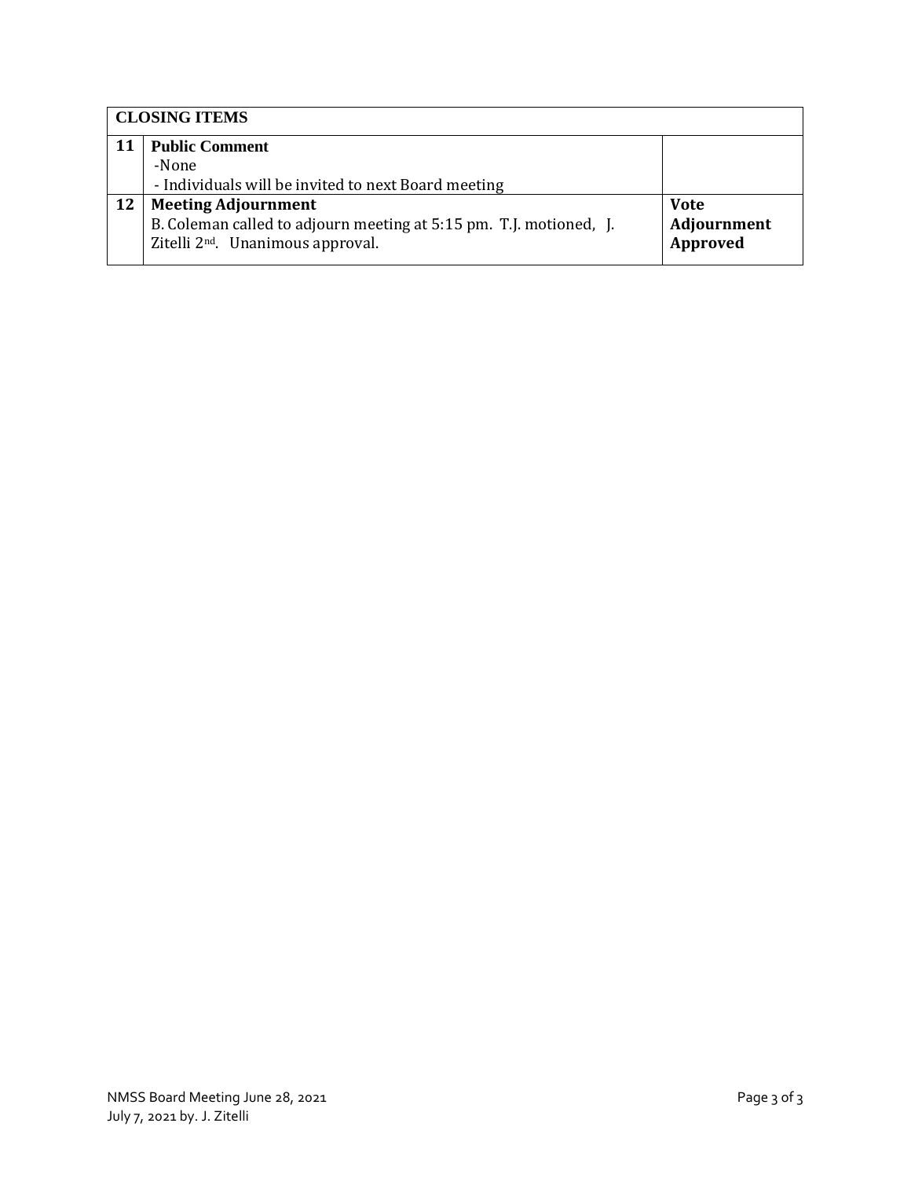| CLOSING ITEMS | | |
|---|---|---|
| **11** | **Public Comment**<br>-None<br>- Individuals will be invited to next Board meeting | |
| **12** | **Meeting Adjournment**<br>B. Coleman called to adjourn meeting at 5:15 pm. T.J. motioned, J. Zitelli 2nd. Unanimous approval. | **Vote Adjournment Approved** |

NMSS Board Meeting June 28, 2021
July 7, 2021 by. J. Zitelli